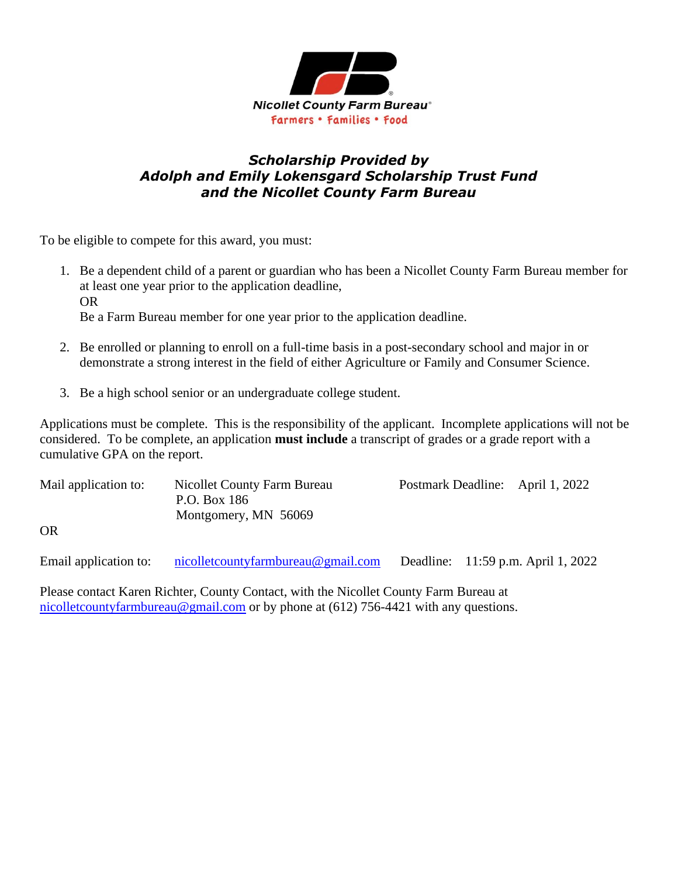Nicollet County Farm Bureau®
Farmers • Families • Food

### *Scholarship Provided by*
### *Adolph and Emily Lokensgard Scholarship Trust Fund*
### *and the Nicollet County Farm Bureau*

To be eligible to compete for this award, you must:

1. Be a dependent child of a parent or guardian who has been a Nicollet County Farm Bureau member for at least one year prior to the application deadline,
   OR
   Be a Farm Bureau member for one year prior to the application deadline.

2. Be enrolled or planning to enroll on a full-time basis in a post-secondary school and major in or demonstrate a strong interest in the field of either Agriculture or Family and Consumer Science.

3. Be a high school senior or an undergraduate college student.

Applications must be complete. This is the responsibility of the applicant. Incomplete applications will not be considered. To be complete, an application **must include** a transcript of grades or a grade report with a cumulative GPA on the report.

Mail application to: Nicollet County Farm Bureau
P.O. Box 186
Montgomery, MN 56069

Postmark Deadline: April 1, 2022

OR

Email application to: nicolletcountyfarmbureau@gmail.com Deadline: 11:59 p.m. April 1, 2022

Please contact Karen Richter, County Contact, with the Nicollet County Farm Bureau at nicolletcountyfarmbureau@gmail.com or by phone at (612) 756-4421 with any questions.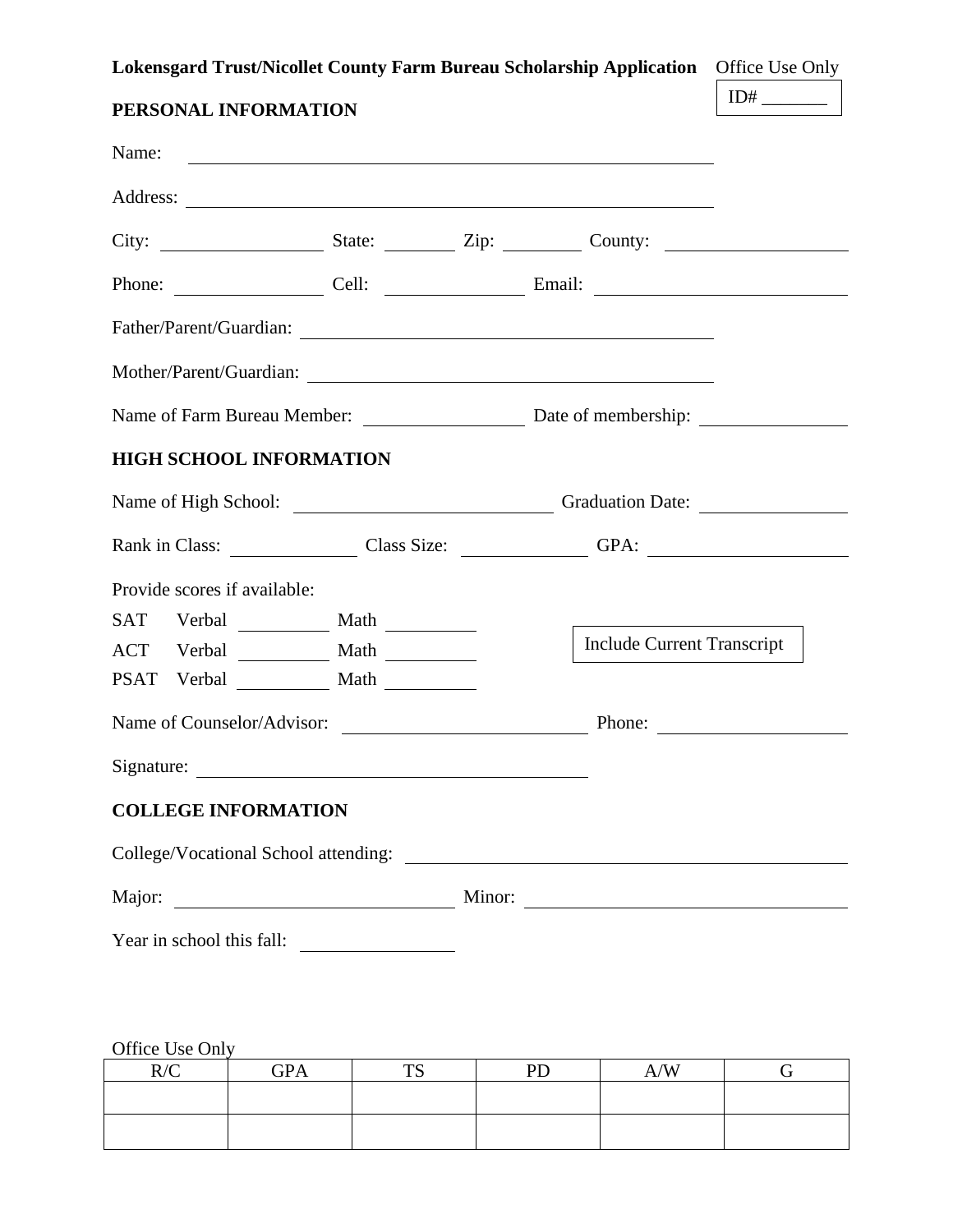**Lokensgard Trust/Nicollet County Farm Bureau Scholarship Application**

Office Use Only

ID# _______

## PERSONAL INFORMATION

Name: ____________________________________________

Address: ____________________________________________

City: ______________ State: ________ Zip: ________ County: ________________

Phone: ______________ Cell: ______________ Email: ______________________

Father/Parent/Guardian: ____________________________________

Mother/Parent/Guardian: ____________________________________

Name of Farm Bureau Member: ______________ Date of membership: ______________

## HIGH SCHOOL INFORMATION

Name of High School: ______________________ Graduation Date: ______________

Rank in Class: ____________ Class Size: ____________ GPA: __________________

Provide scores if available:

SAT Verbal ________ Math ________

ACT Verbal ________ Math ________

PSAT Verbal ________ Math ________

Include Current Transcript

Name of Counselor/Advisor: ______________________ Phone: __________________

Signature: ________________________________________

## COLLEGE INFORMATION

College/Vocational School attending: ________________________________________

Major: __________________________ Minor: __________________________________

Year in school this fall: ______________

Office Use Only

| R/C | GPA | TS | PD | A/W | G |
|---|---|---|---|---|---|
| | | | | | |
| | | | | | |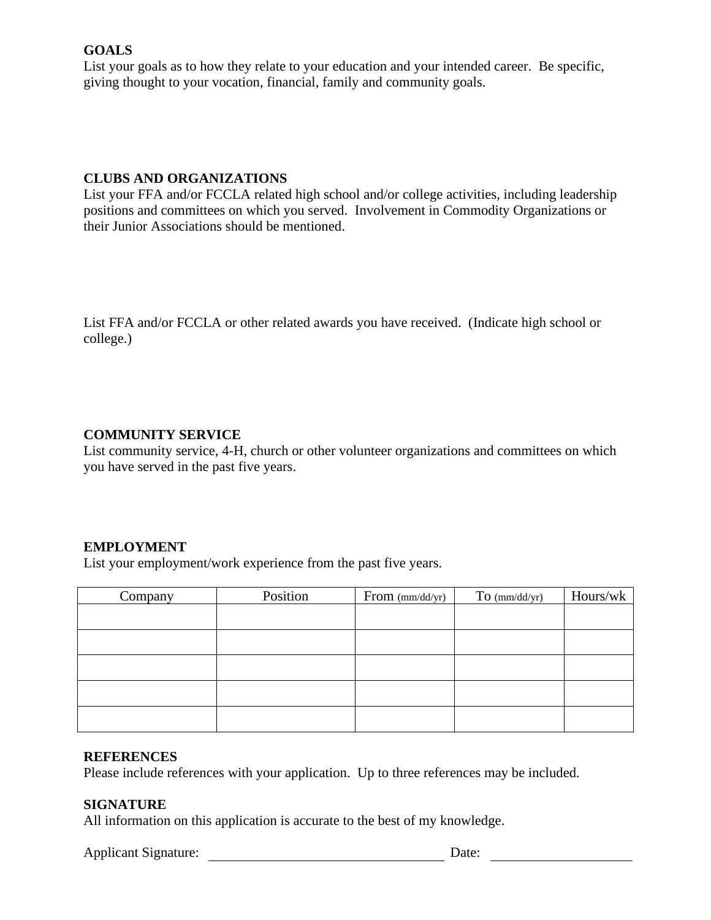**GOALS**

List your goals as to how they relate to your education and your intended career. Be specific, giving thought to your vocation, financial, family and community goals.

**CLUBS AND ORGANIZATIONS**

List your FFA and/or FCCLA related high school and/or college activities, including leadership positions and committees on which you served. Involvement in Commodity Organizations or their Junior Associations should be mentioned.

List FFA and/or FCCLA or other related awards you have received. (Indicate high school or college.)

**COMMUNITY SERVICE**

List community service, 4-H, church or other volunteer organizations and committees on which you have served in the past five years.

**EMPLOYMENT**

List your employment/work experience from the past five years.

| Company | Position | From (mm/dd/yr) | To (mm/dd/yr) | Hours/wk |
|---|---|---|---|---|
| | | | | |
| | | | | |
| | | | | |
| | | | | |
| | | | | |

**REFERENCES**

Please include references with your application. Up to three references may be included.

**SIGNATURE**

All information on this application is accurate to the best of my knowledge.

Applicant Signature: ________________________________ Date: ____________________